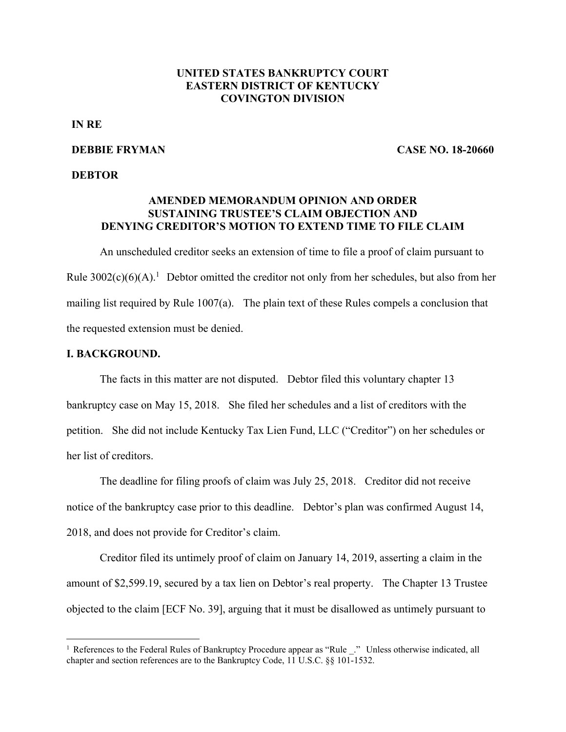**UNITED STATES BANKRUPTCY COURT**
**EASTERN DISTRICT OF KENTUCKY**
**COVINGTON DIVISION**

**IN RE**

**DEBBIE FRYMAN** **CASE NO. 18-20660**

**DEBTOR**

**AMENDED MEMORANDUM OPINION AND ORDER SUSTAINING TRUSTEE'S CLAIM OBJECTION AND DENYING CREDITOR'S MOTION TO EXTEND TIME TO FILE CLAIM**

An unscheduled creditor seeks an extension of time to file a proof of claim pursuant to Rule 3002(c)(6)(A).[1] Debtor omitted the creditor not only from her schedules, but also from her mailing list required by Rule 1007(a). The plain text of these Rules compels a conclusion that the requested extension must be denied.

## I. BACKGROUND.

The facts in this matter are not disputed. Debtor filed this voluntary chapter 13 bankruptcy case on May 15, 2018. She filed her schedules and a list of creditors with the petition. She did not include Kentucky Tax Lien Fund, LLC ("Creditor") on her schedules or her list of creditors.

The deadline for filing proofs of claim was July 25, 2018. Creditor did not receive notice of the bankruptcy case prior to this deadline. Debtor's plan was confirmed August 14, 2018, and does not provide for Creditor's claim.

Creditor filed its untimely proof of claim on January 14, 2019, asserting a claim in the amount of $2,599.19, secured by a tax lien on Debtor's real property. The Chapter 13 Trustee objected to the claim [ECF No. 39], arguing that it must be disallowed as untimely pursuant to

[1] References to the Federal Rules of Bankruptcy Procedure appear as "Rule _." Unless otherwise indicated, all chapter and section references are to the Bankruptcy Code, 11 U.S.C. §§ 101-1532.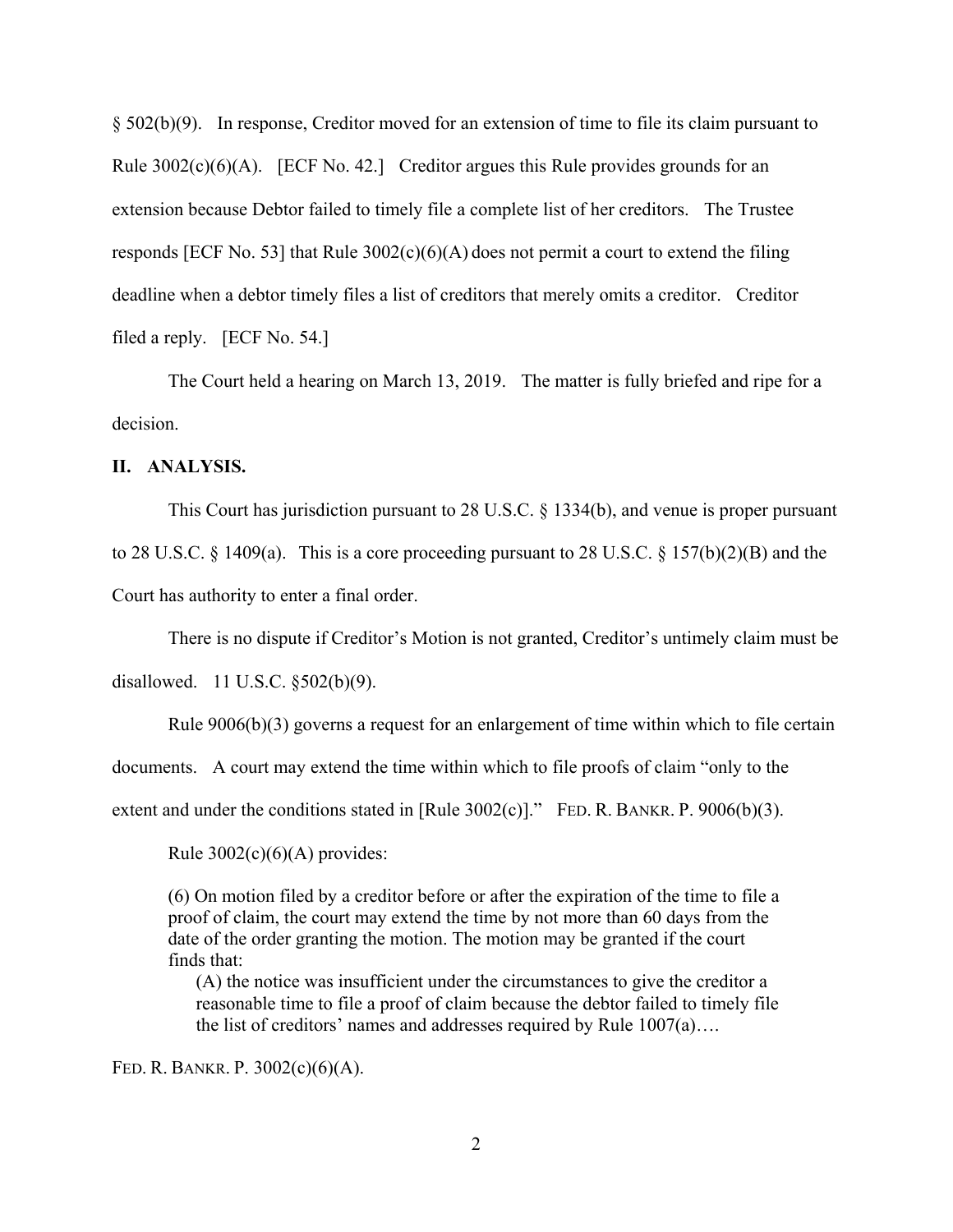§ 502(b)(9). In response, Creditor moved for an extension of time to file its claim pursuant to Rule 3002(c)(6)(A). [ECF No. 42.] Creditor argues this Rule provides grounds for an extension because Debtor failed to timely file a complete list of her creditors. The Trustee responds [ECF No. 53] that Rule 3002(c)(6)(A) does not permit a court to extend the filing deadline when a debtor timely files a list of creditors that merely omits a creditor. Creditor filed a reply. [ECF No. 54.]

The Court held a hearing on March 13, 2019. The matter is fully briefed and ripe for a decision.

## II. ANALYSIS.

This Court has jurisdiction pursuant to 28 U.S.C. § 1334(b), and venue is proper pursuant to 28 U.S.C. § 1409(a). This is a core proceeding pursuant to 28 U.S.C. § 157(b)(2)(B) and the Court has authority to enter a final order.

There is no dispute if Creditor's Motion is not granted, Creditor's untimely claim must be disallowed. 11 U.S.C. §502(b)(9).

Rule 9006(b)(3) governs a request for an enlargement of time within which to file certain documents. A court may extend the time within which to file proofs of claim "only to the extent and under the conditions stated in [Rule 3002(c)]." FED. R. BANKR. P. 9006(b)(3).

Rule 3002(c)(6)(A) provides:

> (6) On motion filed by a creditor before or after the expiration of the time to file a proof of claim, the court may extend the time by not more than 60 days from the date of the order granting the motion. The motion may be granted if the court finds that:
>
> (A) the notice was insufficient under the circumstances to give the creditor a reasonable time to file a proof of claim because the debtor failed to timely file the list of creditors' names and addresses required by Rule 1007(a)….

FED. R. BANKR. P. 3002(c)(6)(A).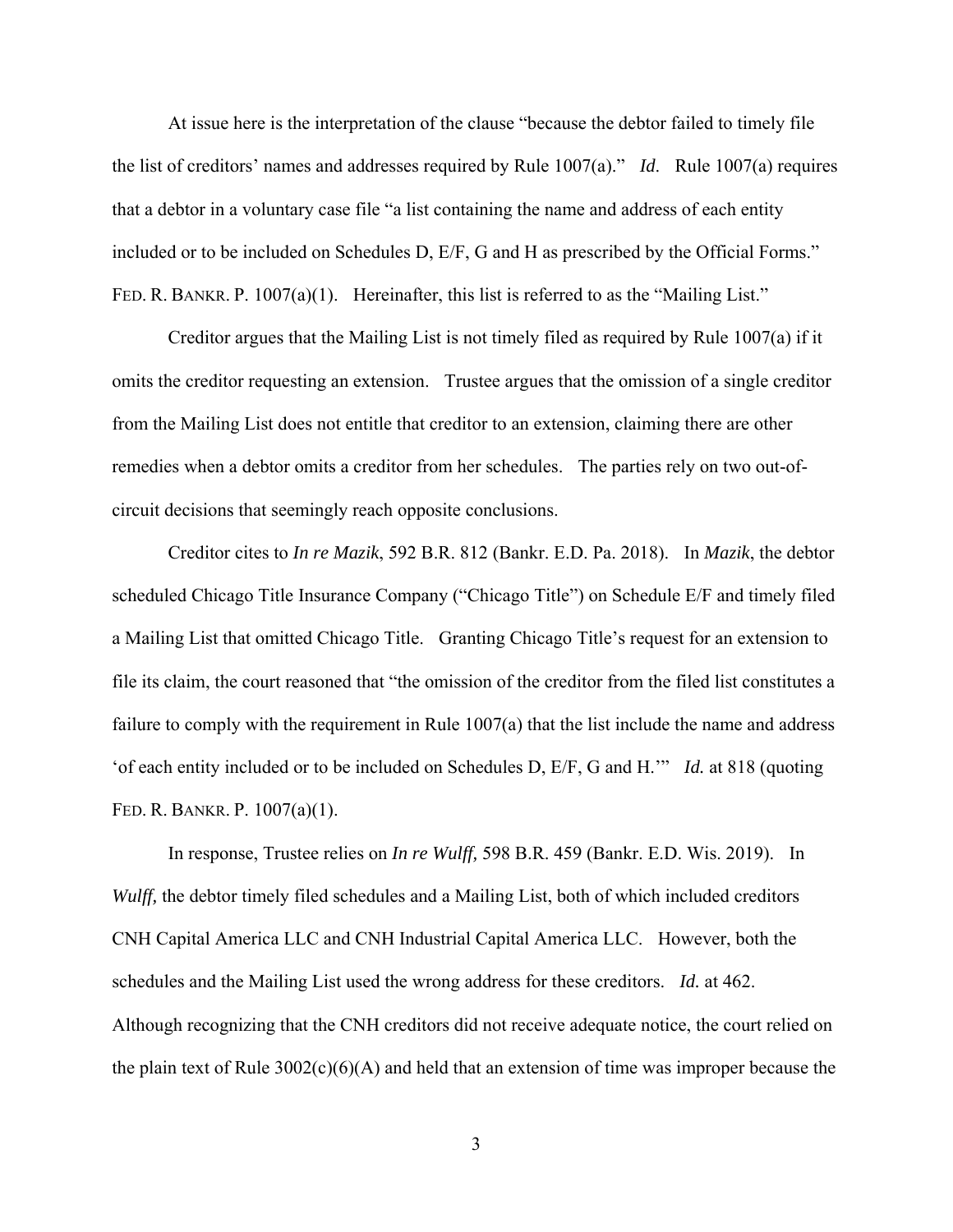At issue here is the interpretation of the clause "because the debtor failed to timely file the list of creditors' names and addresses required by Rule 1007(a)." *Id*. Rule 1007(a) requires that a debtor in a voluntary case file "a list containing the name and address of each entity included or to be included on Schedules D, E/F, G and H as prescribed by the Official Forms." FED. R. BANKR. P. 1007(a)(1). Hereinafter, this list is referred to as the "Mailing List."

Creditor argues that the Mailing List is not timely filed as required by Rule 1007(a) if it omits the creditor requesting an extension. Trustee argues that the omission of a single creditor from the Mailing List does not entitle that creditor to an extension, claiming there are other remedies when a debtor omits a creditor from her schedules. The parties rely on two out-of-circuit decisions that seemingly reach opposite conclusions.

Creditor cites to *In re Mazik*, 592 B.R. 812 (Bankr. E.D. Pa. 2018). In *Mazik*, the debtor scheduled Chicago Title Insurance Company ("Chicago Title") on Schedule E/F and timely filed a Mailing List that omitted Chicago Title. Granting Chicago Title's request for an extension to file its claim, the court reasoned that "the omission of the creditor from the filed list constitutes a failure to comply with the requirement in Rule 1007(a) that the list include the name and address 'of each entity included or to be included on Schedules D, E/F, G and H.'" *Id.* at 818 (quoting FED. R. BANKR. P. 1007(a)(1).

In response, Trustee relies on *In re Wulff,* 598 B.R. 459 (Bankr. E.D. Wis. 2019). In *Wulff,* the debtor timely filed schedules and a Mailing List, both of which included creditors CNH Capital America LLC and CNH Industrial Capital America LLC. However, both the schedules and the Mailing List used the wrong address for these creditors. *Id.* at 462. Although recognizing that the CNH creditors did not receive adequate notice, the court relied on the plain text of Rule 3002(c)(6)(A) and held that an extension of time was improper because the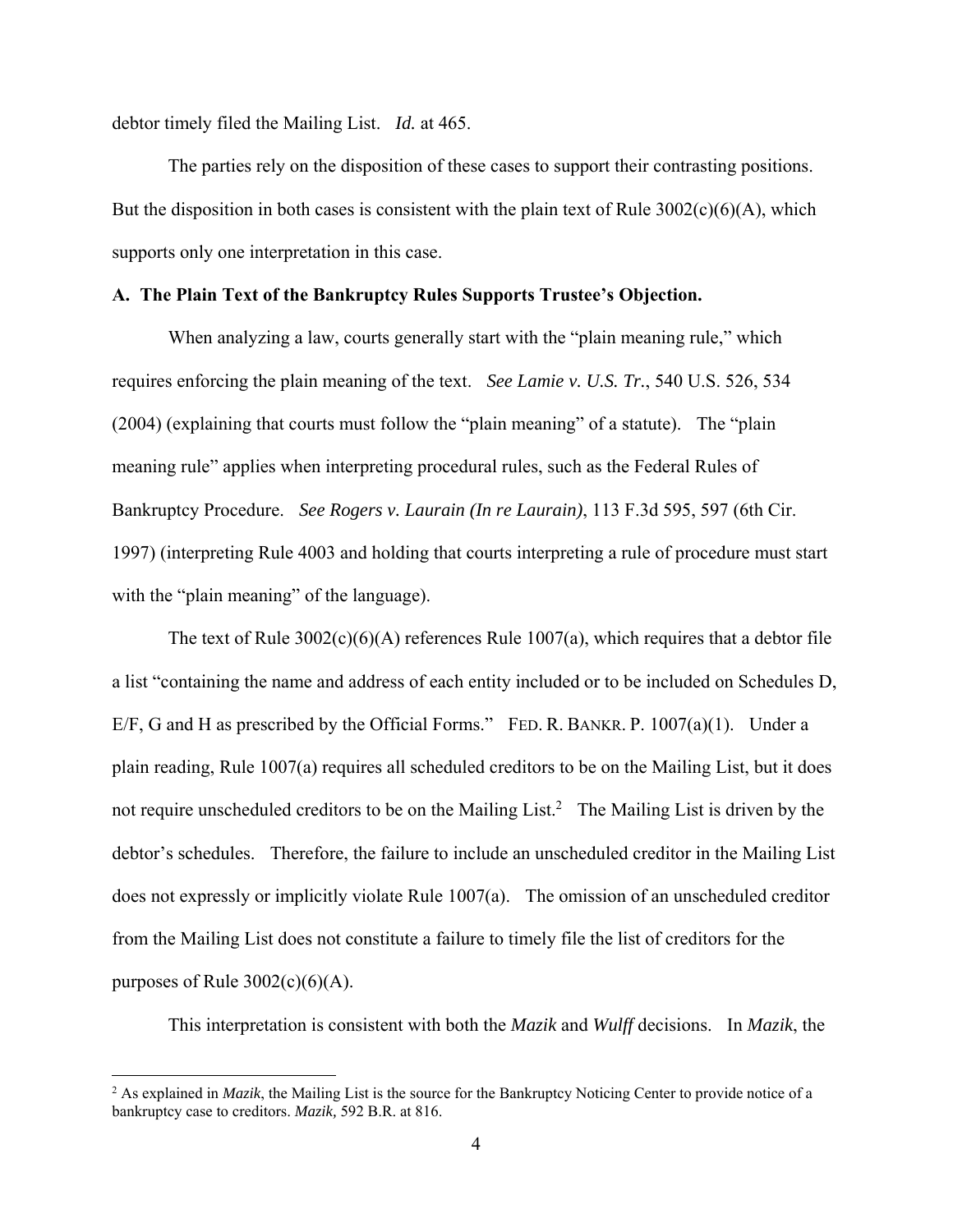debtor timely filed the Mailing List. *Id.* at 465.

The parties rely on the disposition of these cases to support their contrasting positions. But the disposition in both cases is consistent with the plain text of Rule 3002(c)(6)(A), which supports only one interpretation in this case.

**A. The Plain Text of the Bankruptcy Rules Supports Trustee's Objection.**

When analyzing a law, courts generally start with the "plain meaning rule," which requires enforcing the plain meaning of the text. *See Lamie v. U.S. Tr.*, 540 U.S. 526, 534 (2004) (explaining that courts must follow the "plain meaning" of a statute). The "plain meaning rule" applies when interpreting procedural rules, such as the Federal Rules of Bankruptcy Procedure. *See Rogers v. Laurain (In re Laurain)*, 113 F.3d 595, 597 (6th Cir. 1997) (interpreting Rule 4003 and holding that courts interpreting a rule of procedure must start with the "plain meaning" of the language).

The text of Rule 3002(c)(6)(A) references Rule 1007(a), which requires that a debtor file a list "containing the name and address of each entity included or to be included on Schedules D, E/F, G and H as prescribed by the Official Forms." FED. R. BANKR. P. 1007(a)(1). Under a plain reading, Rule 1007(a) requires all scheduled creditors to be on the Mailing List, but it does not require unscheduled creditors to be on the Mailing List.[2] The Mailing List is driven by the debtor's schedules. Therefore, the failure to include an unscheduled creditor in the Mailing List does not expressly or implicitly violate Rule 1007(a). The omission of an unscheduled creditor from the Mailing List does not constitute a failure to timely file the list of creditors for the purposes of Rule 3002(c)(6)(A).

This interpretation is consistent with both the *Mazik* and *Wulff* decisions. In *Mazik*, the

---

[2] As explained in *Mazik*, the Mailing List is the source for the Bankruptcy Noticing Center to provide notice of a bankruptcy case to creditors. *Mazik,* 592 B.R. at 816.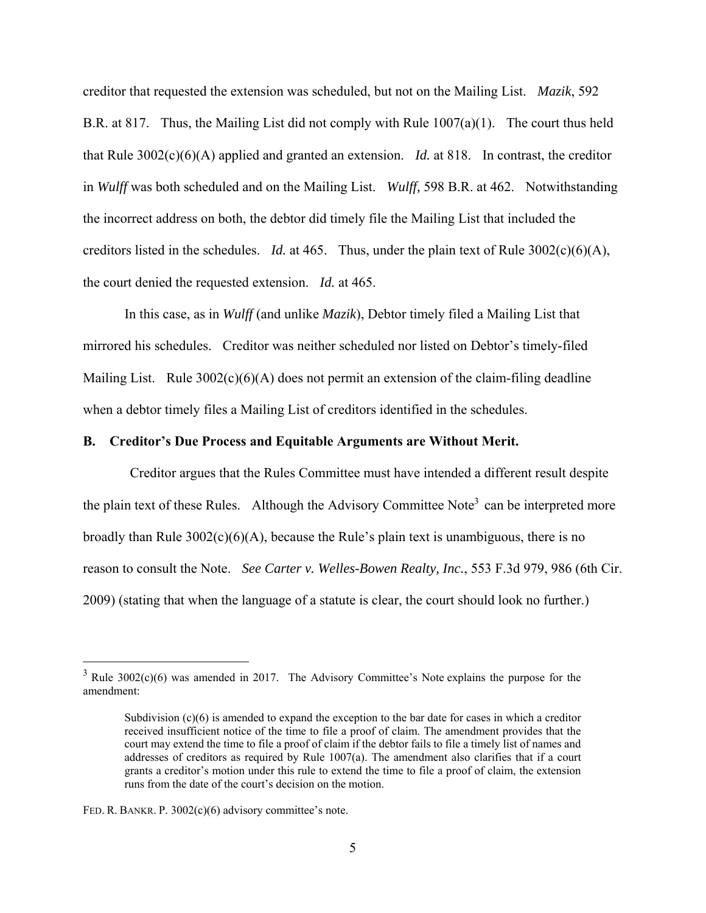creditor that requested the extension was scheduled, but not on the Mailing List. *Mazik*, 592 B.R. at 817. Thus, the Mailing List did not comply with Rule 1007(a)(1). The court thus held that Rule 3002(c)(6)(A) applied and granted an extension. *Id.* at 818. In contrast, the creditor in *Wulff* was both scheduled and on the Mailing List. *Wulff,* 598 B.R. at 462. Notwithstanding the incorrect address on both, the debtor did timely file the Mailing List that included the creditors listed in the schedules. *Id.* at 465. Thus, under the plain text of Rule 3002(c)(6)(A), the court denied the requested extension. *Id.* at 465.

In this case, as in *Wulff* (and unlike *Mazik*), Debtor timely filed a Mailing List that mirrored his schedules. Creditor was neither scheduled nor listed on Debtor's timely-filed Mailing List. Rule 3002(c)(6)(A) does not permit an extension of the claim-filing deadline when a debtor timely files a Mailing List of creditors identified in the schedules.

**B. Creditor's Due Process and Equitable Arguments are Without Merit.**

Creditor argues that the Rules Committee must have intended a different result despite the plain text of these Rules. Although the Advisory Committee Note[3] can be interpreted more broadly than Rule 3002(c)(6)(A), because the Rule's plain text is unambiguous, there is no reason to consult the Note. *See Carter v. Welles-Bowen Realty, Inc.*, 553 F.3d 979, 986 (6th Cir. 2009) (stating that when the language of a statute is clear, the court should look no further.)

---

[3] Rule 3002(c)(6) was amended in 2017. The Advisory Committee's Note explains the purpose for the amendment:

> Subdivision (c)(6) is amended to expand the exception to the bar date for cases in which a creditor received insufficient notice of the time to file a proof of claim. The amendment provides that the court may extend the time to file a proof of claim if the debtor fails to file a timely list of names and addresses of creditors as required by Rule 1007(a). The amendment also clarifies that if a court grants a creditor's motion under this rule to extend the time to file a proof of claim, the extension runs from the date of the court's decision on the motion.

FED. R. BANKR. P. 3002(c)(6) advisory committee's note.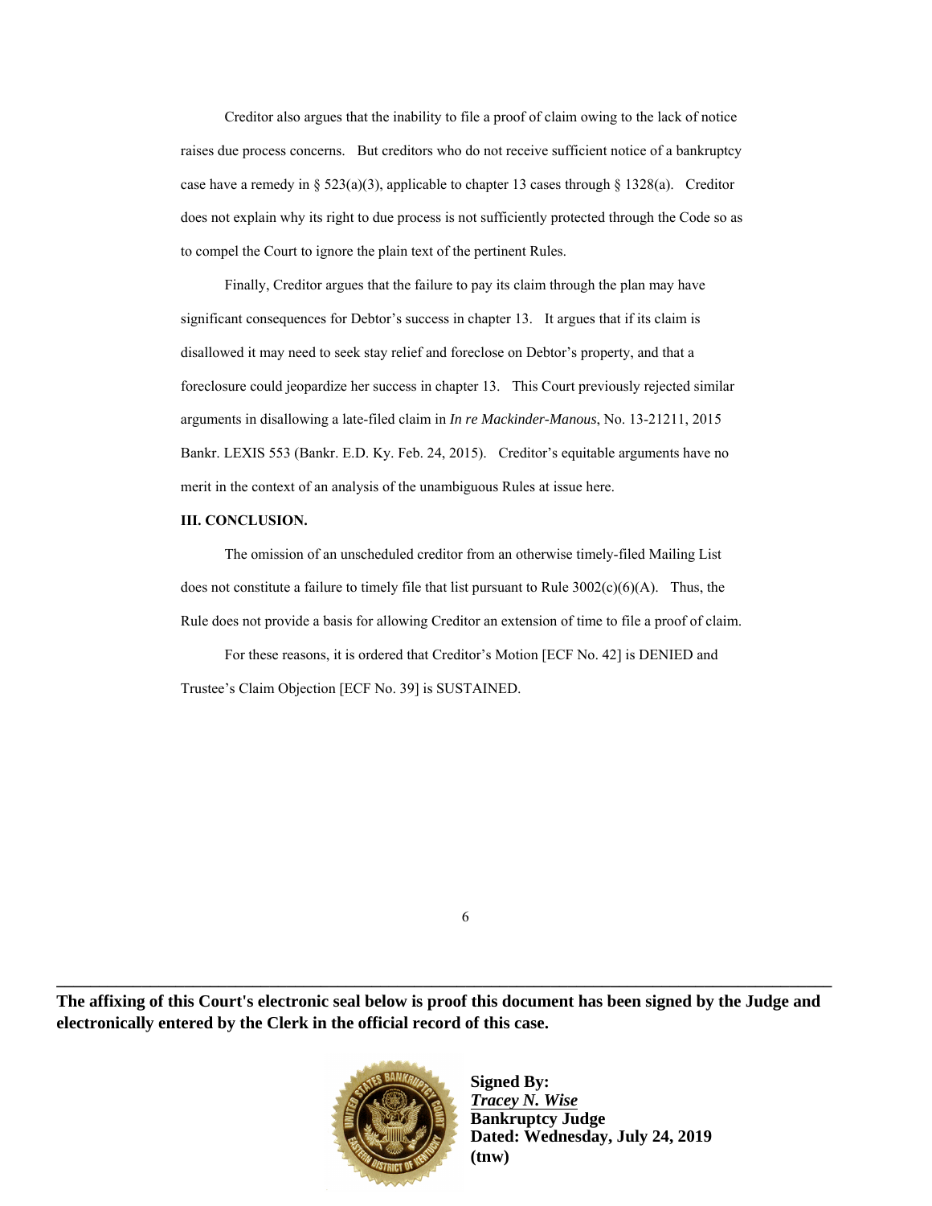Creditor also argues that the inability to file a proof of claim owing to the lack of notice raises due process concerns. But creditors who do not receive sufficient notice of a bankruptcy case have a remedy in § 523(a)(3), applicable to chapter 13 cases through § 1328(a). Creditor does not explain why its right to due process is not sufficiently protected through the Code so as to compel the Court to ignore the plain text of the pertinent Rules.

Finally, Creditor argues that the failure to pay its claim through the plan may have significant consequences for Debtor's success in chapter 13. It argues that if its claim is disallowed it may need to seek stay relief and foreclose on Debtor's property, and that a foreclosure could jeopardize her success in chapter 13. This Court previously rejected similar arguments in disallowing a late-filed claim in *In re Mackinder-Manous*, No. 13-21211, 2015 Bankr. LEXIS 553 (Bankr. E.D. Ky. Feb. 24, 2015). Creditor's equitable arguments have no merit in the context of an analysis of the unambiguous Rules at issue here.

**III. CONCLUSION.**

The omission of an unscheduled creditor from an otherwise timely-filed Mailing List does not constitute a failure to timely file that list pursuant to Rule 3002(c)(6)(A). Thus, the Rule does not provide a basis for allowing Creditor an extension of time to file a proof of claim.

For these reasons, it is ordered that Creditor's Motion [ECF No. 42] is DENIED and Trustee's Claim Objection [ECF No. 39] is SUSTAINED.

---

**The affixing of this Court's electronic seal below is proof this document has been signed by the Judge and electronically entered by the Clerk in the official record of this case.**

**Signed By:**
***Tracey N. Wise***
**Bankruptcy Judge**
**Dated: Wednesday, July 24, 2019**
**(tnw)**